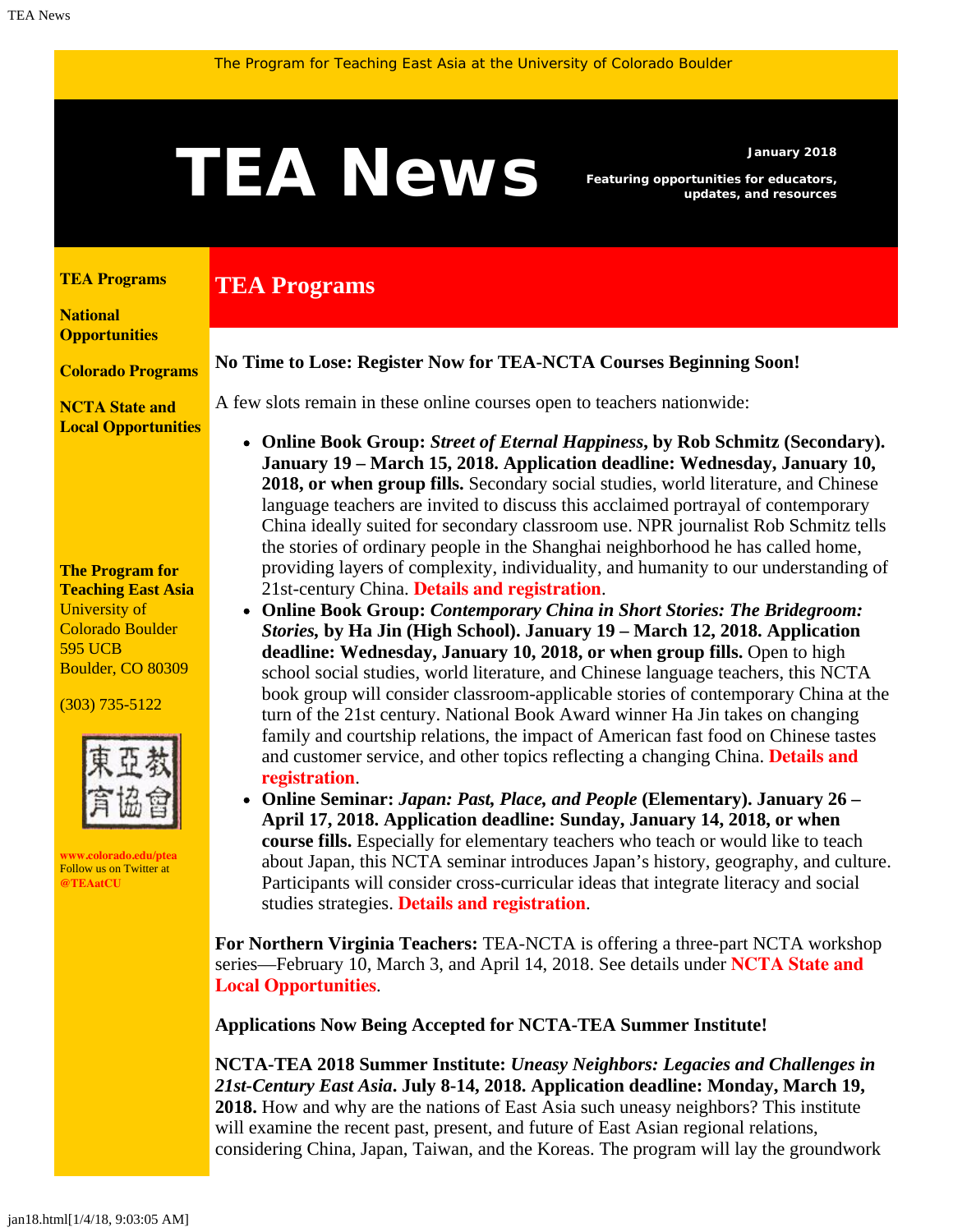The Program for Teaching East Asia at the University of Colorado Boulder

# TEA News

**January 2018**

**Featuring opportunities for educators, updates, and resources**

**TEA Programs**

**National Opportunities**

**Colorado Programs**

**NCTA State and Local Opportunities**

**The Program for Teaching East Asia**
University of Colorado Boulder
595 UCB
Boulder, CO 80309

(303) 735-5122

東亞教育協會

**www.colorado.edu/ptea**
Follow us on Twitter at **@TEAatCU**

## TEA Programs

**No Time to Lose: Register Now for TEA-NCTA Courses Beginning Soon!**

A few slots remain in these online courses open to teachers nationwide:

- **Online Book Group:** ***Street of Eternal Happiness*, by Rob Schmitz (Secondary). January 19 – March 15, 2018. Application deadline: Wednesday, January 10, 2018, or when group fills.** Secondary social studies, world literature, and Chinese language teachers are invited to discuss this acclaimed portrayal of contemporary China ideally suited for secondary classroom use. NPR journalist Rob Schmitz tells the stories of ordinary people in the Shanghai neighborhood he has called home, providing layers of complexity, individuality, and humanity to our understanding of 21st-century China. **Details and registration**.
- **Online Book Group:** ***Contemporary China in Short Stories: The Bridegroom: Stories*, by Ha Jin (High School). January 19 – March 12, 2018. Application deadline: Wednesday, January 10, 2018, or when group fills.** Open to high school social studies, world literature, and Chinese language teachers, this NCTA book group will consider classroom-applicable stories of contemporary China at the turn of the 21st century. National Book Award winner Ha Jin takes on changing family and courtship relations, the impact of American fast food on Chinese tastes and customer service, and other topics reflecting a changing China. **Details and registration**.
- **Online Seminar:** ***Japan: Past, Place, and People*** **(Elementary). January 26 – April 17, 2018. Application deadline: Sunday, January 14, 2018, or when course fills.** Especially for elementary teachers who teach or would like to teach about Japan, this NCTA seminar introduces Japan's history, geography, and culture. Participants will consider cross-curricular ideas that integrate literacy and social studies strategies. **Details and registration**.

**For Northern Virginia Teachers:** TEA-NCTA is offering a three-part NCTA workshop series—February 10, March 3, and April 14, 2018. See details under **NCTA State and Local Opportunities**.

**Applications Now Being Accepted for NCTA-TEA Summer Institute!**

**NCTA-TEA 2018 Summer Institute: *Uneasy Neighbors: Legacies and Challenges in 21st-Century East Asia*. July 8-14, 2018. Application deadline: Monday, March 19, 2018.** How and why are the nations of East Asia such uneasy neighbors? This institute will examine the recent past, present, and future of East Asian regional relations, considering China, Japan, Taiwan, and the Koreas. The program will lay the groundwork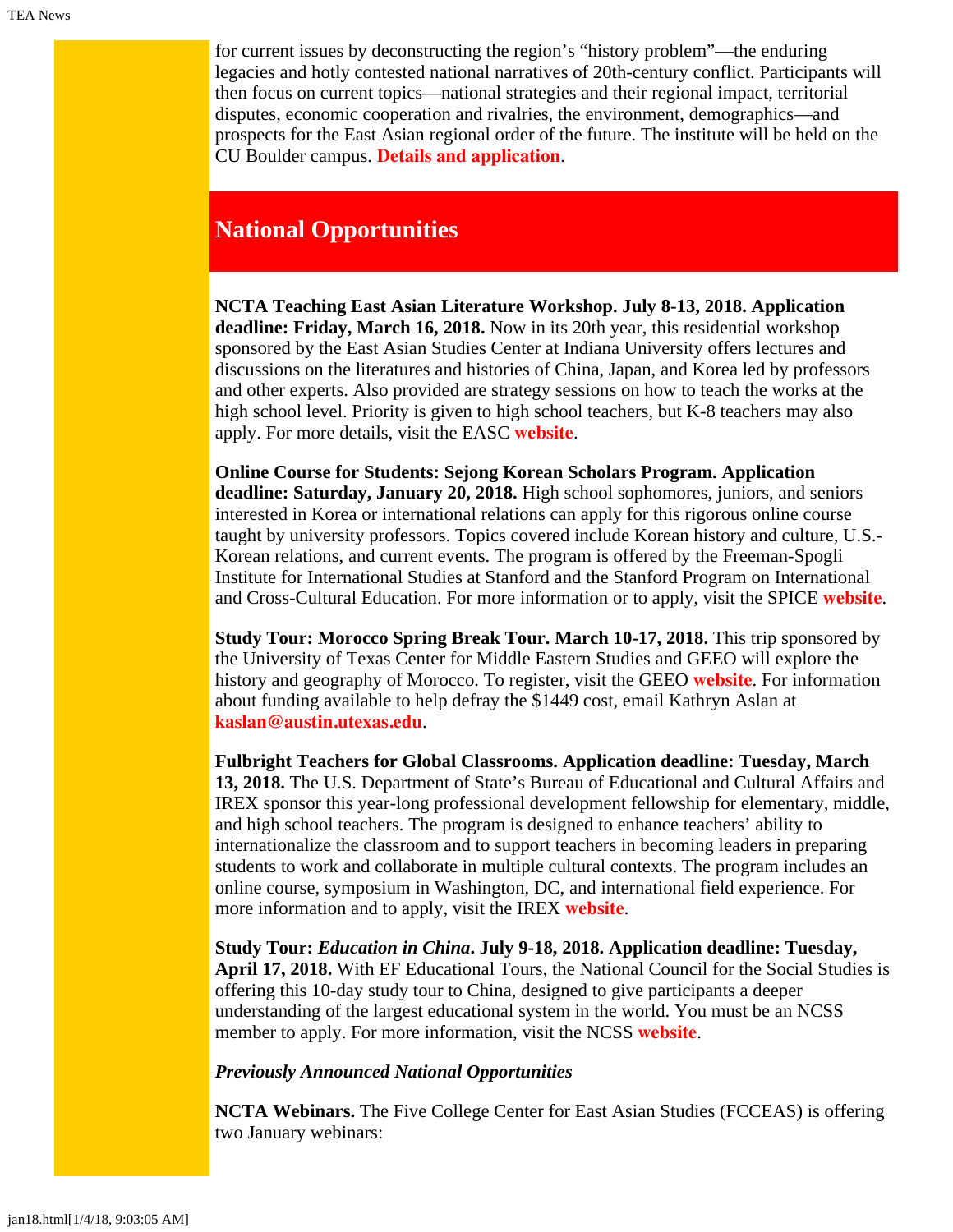for current issues by deconstructing the region's "history problem"—the enduring legacies and hotly contested national narratives of 20th-century conflict. Participants will then focus on current topics—national strategies and their regional impact, territorial disputes, economic cooperation and rivalries, the environment, demographics—and prospects for the East Asian regional order of the future. The institute will be held on the CU Boulder campus. **Details and application**.

## National Opportunities

**NCTA Teaching East Asian Literature Workshop. July 8-13, 2018. Application deadline: Friday, March 16, 2018.** Now in its 20th year, this residential workshop sponsored by the East Asian Studies Center at Indiana University offers lectures and discussions on the literatures and histories of China, Japan, and Korea led by professors and other experts. Also provided are strategy sessions on how to teach the works at the high school level. Priority is given to high school teachers, but K-8 teachers may also apply. For more details, visit the EASC **website**.

**Online Course for Students: Sejong Korean Scholars Program. Application deadline: Saturday, January 20, 2018.** High school sophomores, juniors, and seniors interested in Korea or international relations can apply for this rigorous online course taught by university professors. Topics covered include Korean history and culture, U.S.-Korean relations, and current events. The program is offered by the Freeman-Spogli Institute for International Studies at Stanford and the Stanford Program on International and Cross-Cultural Education. For more information or to apply, visit the SPICE **website**.

**Study Tour: Morocco Spring Break Tour. March 10-17, 2018.** This trip sponsored by the University of Texas Center for Middle Eastern Studies and GEEO will explore the history and geography of Morocco. To register, visit the GEEO **website**. For information about funding available to help defray the $1449 cost, email Kathryn Aslan at **kaslan@austin.utexas.edu**.

**Fulbright Teachers for Global Classrooms. Application deadline: Tuesday, March 13, 2018.** The U.S. Department of State's Bureau of Educational and Cultural Affairs and IREX sponsor this year-long professional development fellowship for elementary, middle, and high school teachers. The program is designed to enhance teachers' ability to internationalize the classroom and to support teachers in becoming leaders in preparing students to work and collaborate in multiple cultural contexts. The program includes an online course, symposium in Washington, DC, and international field experience. For more information and to apply, visit the IREX **website**.

**Study Tour: *Education in China*. July 9-18, 2018. Application deadline: Tuesday, April 17, 2018.** With EF Educational Tours, the National Council for the Social Studies is offering this 10-day study tour to China, designed to give participants a deeper understanding of the largest educational system in the world. You must be an NCSS member to apply. For more information, visit the NCSS **website**.

***Previously Announced National Opportunities***

**NCTA Webinars.** The Five College Center for East Asian Studies (FCCEAS) is offering two January webinars: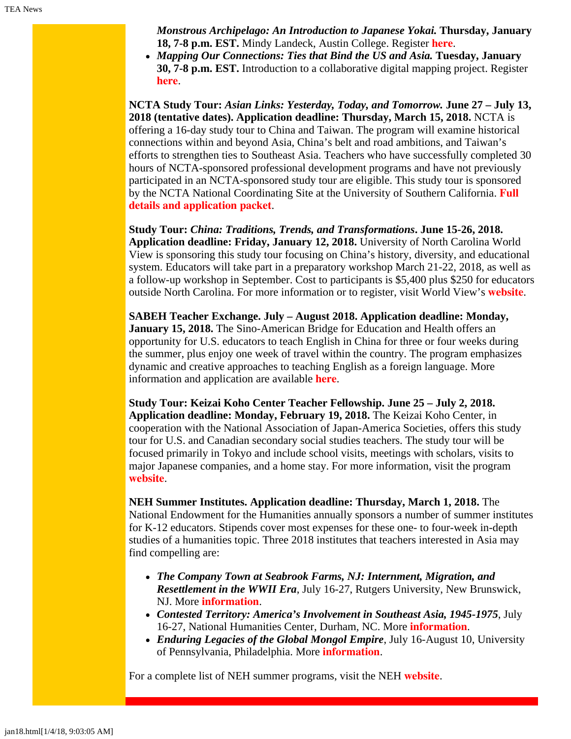- ***Monstrous Archipelago: An Introduction to Japanese Yokai.* Thursday, January 18, 7-8 p.m. EST.** Mindy Landeck, Austin College. Register **here**.
- ***Mapping Our Connections: Ties that Bind the US and Asia.* Tuesday, January 30, 7-8 p.m. EST.** Introduction to a collaborative digital mapping project. Register **here**.

**NCTA Study Tour: *Asian Links: Yesterday, Today, and Tomorrow.* June 27 – July 13, 2018 (tentative dates). Application deadline: Thursday, March 15, 2018.** NCTA is offering a 16-day study tour to China and Taiwan. The program will examine historical connections within and beyond Asia, China's belt and road ambitions, and Taiwan's efforts to strengthen ties to Southeast Asia. Teachers who have successfully completed 30 hours of NCTA-sponsored professional development programs and have not previously participated in an NCTA-sponsored study tour are eligible. This study tour is sponsored by the NCTA National Coordinating Site at the University of Southern California. **Full details and application packet**.

**Study Tour: *China: Traditions, Trends, and Transformations*. June 15-26, 2018. Application deadline: Friday, January 12, 2018.** University of North Carolina World View is sponsoring this study tour focusing on China's history, diversity, and educational system. Educators will take part in a preparatory workshop March 21-22, 2018, as well as a follow-up workshop in September. Cost to participants is $5,400 plus $250 for educators outside North Carolina. For more information or to register, visit World View's **website**.

**SABEH Teacher Exchange. July – August 2018. Application deadline: Monday, January 15, 2018.** The Sino-American Bridge for Education and Health offers an opportunity for U.S. educators to teach English in China for three or four weeks during the summer, plus enjoy one week of travel within the country. The program emphasizes dynamic and creative approaches to teaching English as a foreign language. More information and application are available **here**.

**Study Tour: Keizai Koho Center Teacher Fellowship. June 25 – July 2, 2018. Application deadline: Monday, February 19, 2018.** The Keizai Koho Center, in cooperation with the National Association of Japan-America Societies, offers this study tour for U.S. and Canadian secondary social studies teachers. The study tour will be focused primarily in Tokyo and include school visits, meetings with scholars, visits to major Japanese companies, and a home stay. For more information, visit the program **website**.

**NEH Summer Institutes. Application deadline: Thursday, March 1, 2018.** The National Endowment for the Humanities annually sponsors a number of summer institutes for K-12 educators. Stipends cover most expenses for these one- to four-week in-depth studies of a humanities topic. Three 2018 institutes that teachers interested in Asia may find compelling are:

- ***The Company Town at Seabrook Farms, NJ: Internment, Migration, and Resettlement in the WWII Era***, July 16-27, Rutgers University, New Brunswick, NJ. More **information**.
- ***Contested Territory: America's Involvement in Southeast Asia, 1945-1975***, July 16-27, National Humanities Center, Durham, NC. More **information**.
- ***Enduring Legacies of the Global Mongol Empire***, July 16-August 10, University of Pennsylvania, Philadelphia. More **information**.

For a complete list of NEH summer programs, visit the NEH **website**.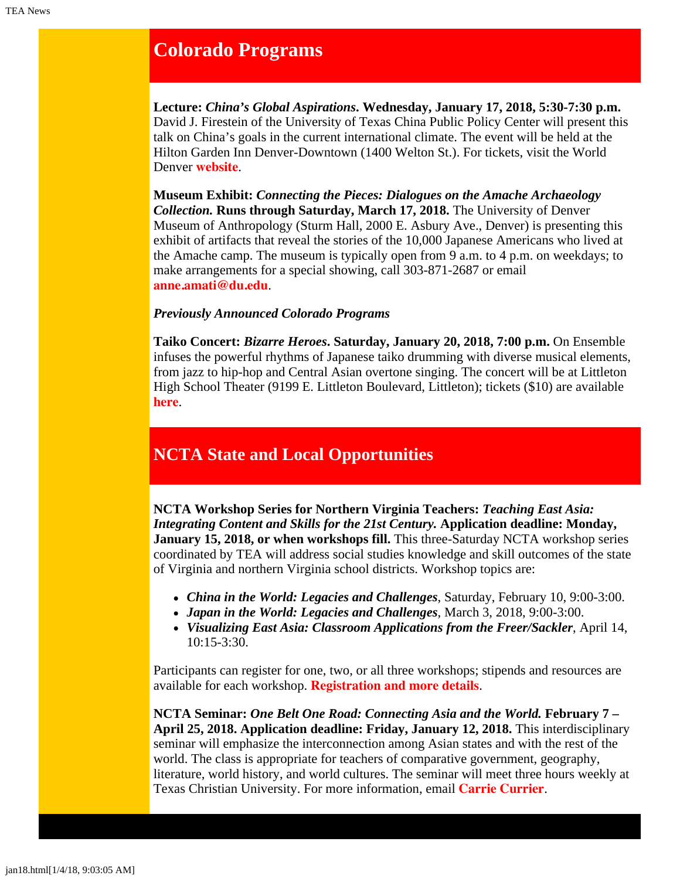## Colorado Programs

**Lecture:** ***China's Global Aspirations*****. Wednesday, January 17, 2018, 5:30-7:30 p.m.** David J. Firestein of the University of Texas China Public Policy Center will present this talk on China's goals in the current international climate. The event will be held at the Hilton Garden Inn Denver-Downtown (1400 Welton St.). For tickets, visit the World Denver **website**.

**Museum Exhibit:** ***Connecting the Pieces: Dialogues on the Amache Archaeology Collection.*** **Runs through Saturday, March 17, 2018.** The University of Denver Museum of Anthropology (Sturm Hall, 2000 E. Asbury Ave., Denver) is presenting this exhibit of artifacts that reveal the stories of the 10,000 Japanese Americans who lived at the Amache camp. The museum is typically open from 9 a.m. to 4 p.m. on weekdays; to make arrangements for a special showing, call 303-871-2687 or email **anne.amati@du.edu**.

***Previously Announced Colorado Programs***

**Taiko Concert:** ***Bizarre Heroes*****. Saturday, January 20, 2018, 7:00 p.m.** On Ensemble infuses the powerful rhythms of Japanese taiko drumming with diverse musical elements, from jazz to hip-hop and Central Asian overtone singing. The concert will be at Littleton High School Theater (9199 E. Littleton Boulevard, Littleton); tickets ($10) are available **here**.

## NCTA State and Local Opportunities

**NCTA Workshop Series for Northern Virginia Teachers:** ***Teaching East Asia: Integrating Content and Skills for the 21st Century.*** **Application deadline: Monday, January 15, 2018, or when workshops fill.** This three-Saturday NCTA workshop series coordinated by TEA will address social studies knowledge and skill outcomes of the state of Virginia and northern Virginia school districts. Workshop topics are:

- ***China in the World: Legacies and Challenges***, Saturday, February 10, 9:00-3:00.
- ***Japan in the World: Legacies and Challenges***, March 3, 2018, 9:00-3:00.
- ***Visualizing East Asia: Classroom Applications from the Freer/Sackler***, April 14, 10:15-3:30.

Participants can register for one, two, or all three workshops; stipends and resources are available for each workshop. **Registration and more details**.

**NCTA Seminar:** ***One Belt One Road: Connecting Asia and the World.*** **February 7 – April 25, 2018. Application deadline: Friday, January 12, 2018.** This interdisciplinary seminar will emphasize the interconnection among Asian states and with the rest of the world. The class is appropriate for teachers of comparative government, geography, literature, world history, and world cultures. The seminar will meet three hours weekly at Texas Christian University. For more information, email **Carrie Currier**.